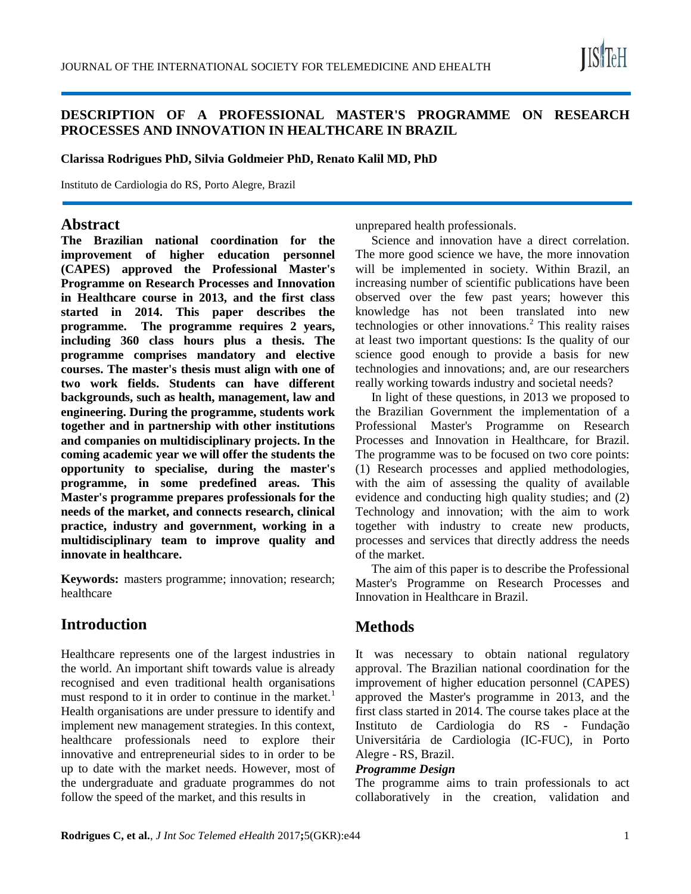# DESCRIPTION OF A PROFESSIONAL MASTER'S PROGRAMME ON RESEARCH PROCESSES AND INNOVATION IN HEALTHCARE IN BRAZIL

**Clarissa Rodrigues PhD, Silvia Goldmeier PhD, Renato Kalil MD, PhD**

Instituto de Cardiologia do RS, Porto Alegre, Brazil

## Abstract

**The Brazilian national coordination for the improvement of higher education personnel (CAPES) approved the Professional Master's Programme on Research Processes and Innovation in Healthcare course in 2013, and the first class started in 2014. This paper describes the programme. The programme requires 2 years, including 360 class hours plus a thesis. The programme comprises mandatory and elective courses. The master's thesis must align with one of two work fields. Students can have different backgrounds, such as health, management, law and engineering. During the programme, students work together and in partnership with other institutions and companies on multidisciplinary projects. In the coming academic year we will offer the students the opportunity to specialise, during the master's programme, in some predefined areas. This Master's programme prepares professionals for the needs of the market, and connects research, clinical practice, industry and government, working in a multidisciplinary team to improve quality and innovate in healthcare.**

**Keywords:** masters programme; innovation; research; healthcare

## Introduction

Healthcare represents one of the largest industries in the world. An important shift towards value is already recognised and even traditional health organisations must respond to it in order to continue in the market.[1] Health organisations are under pressure to identify and implement new management strategies. In this context, healthcare professionals need to explore their innovative and entrepreneurial sides to in order to be up to date with the market needs. However, most of the undergraduate and graduate programmes do not follow the speed of the market, and this results in unprepared health professionals.

Science and innovation have a direct correlation. The more good science we have, the more innovation will be implemented in society. Within Brazil, an increasing number of scientific publications have been observed over the few past years; however this knowledge has not been translated into new technologies or other innovations.[2] This reality raises at least two important questions: Is the quality of our science good enough to provide a basis for new technologies and innovations; and, are our researchers really working towards industry and societal needs?

In light of these questions, in 2013 we proposed to the Brazilian Government the implementation of a Professional Master's Programme on Research Processes and Innovation in Healthcare, for Brazil. The programme was to be focused on two core points: (1) Research processes and applied methodologies, with the aim of assessing the quality of available evidence and conducting high quality studies; and (2) Technology and innovation; with the aim to work together with industry to create new products, processes and services that directly address the needs of the market.

The aim of this paper is to describe the Professional Master's Programme on Research Processes and Innovation in Healthcare in Brazil.

## Methods

It was necessary to obtain national regulatory approval. The Brazilian national coordination for the improvement of higher education personnel (CAPES) approved the Master's programme in 2013, and the first class started in 2014. The course takes place at the Instituto de Cardiologia do RS - Fundação Universitária de Cardiologia (IC-FUC), in Porto Alegre - RS, Brazil.

### *Programme Design*

The programme aims to train professionals to act collaboratively in the creation, validation and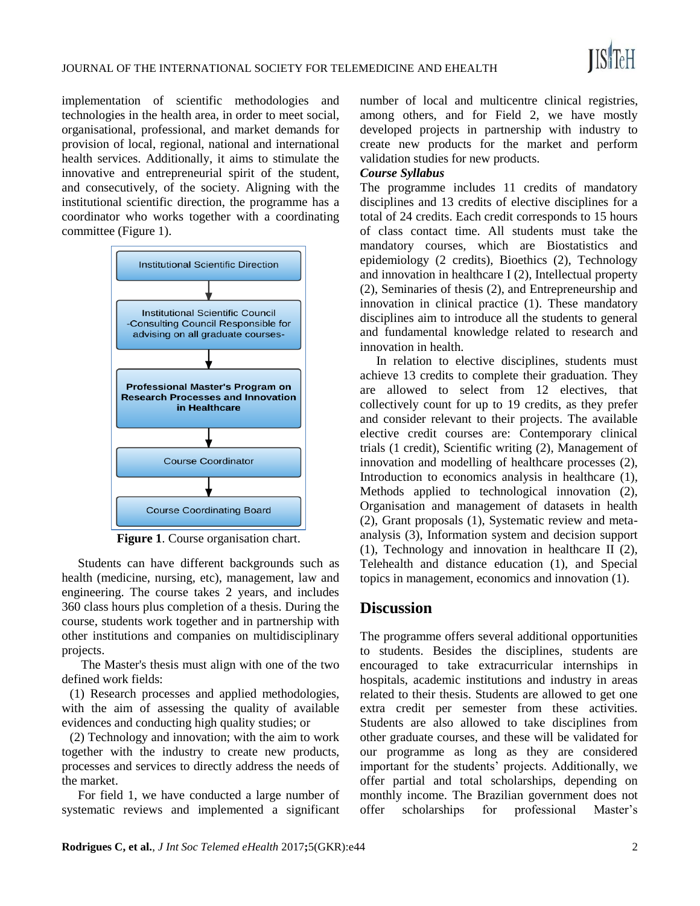implementation of scientific methodologies and technologies in the health area, in order to meet social, organisational, professional, and market demands for provision of local, regional, national and international health services. Additionally, it aims to stimulate the innovative and entrepreneurial spirit of the student, and consecutively, of the society. Aligning with the institutional scientific direction, the programme has a coordinator who works together with a coordinating committee (Figure 1).

Institutional Scientific Direction

Institutional Scientific Council -Consulting Council Responsible for advising on all graduate courses-

**Professional Master's Program on Research Processes and Innovation in Healthcare**

Course Coordinator

Course Coordinating Board

**Figure 1**. Course organisation chart.

Students can have different backgrounds such as health (medicine, nursing, etc), management, law and engineering. The course takes 2 years, and includes 360 class hours plus completion of a thesis. During the course, students work together and in partnership with other institutions and companies on multidisciplinary projects.

The Master's thesis must align with one of the two defined work fields:

(1) Research processes and applied methodologies, with the aim of assessing the quality of available evidences and conducting high quality studies; or

(2) Technology and innovation; with the aim to work together with the industry to create new products, processes and services to directly address the needs of the market.

For field 1, we have conducted a large number of systematic reviews and implemented a significant number of local and multicentre clinical registries, among others, and for Field 2, we have mostly developed projects in partnership with industry to create new products for the market and perform validation studies for new products.

***Course Syllabus***

The programme includes 11 credits of mandatory disciplines and 13 credits of elective disciplines for a total of 24 credits. Each credit corresponds to 15 hours of class contact time. All students must take the mandatory courses, which are Biostatistics and epidemiology (2 credits), Bioethics (2), Technology and innovation in healthcare I (2), Intellectual property (2), Seminaries of thesis (2), and Entrepreneurship and innovation in clinical practice (1). These mandatory disciplines aim to introduce all the students to general and fundamental knowledge related to research and innovation in health.

In relation to elective disciplines, students must achieve 13 credits to complete their graduation. They are allowed to select from 12 electives, that collectively count for up to 19 credits, as they prefer and consider relevant to their projects. The available elective credit courses are: Contemporary clinical trials (1 credit), Scientific writing (2), Management of innovation and modelling of healthcare processes (2), Introduction to economics analysis in healthcare (1), Methods applied to technological innovation (2), Organisation and management of datasets in health (2), Grant proposals (1), Systematic review and meta-analysis (3), Information system and decision support (1), Technology and innovation in healthcare II (2), Telehealth and distance education (1), and Special topics in management, economics and innovation (1).

## Discussion

The programme offers several additional opportunities to students. Besides the disciplines, students are encouraged to take extracurricular internships in hospitals, academic institutions and industry in areas related to their thesis. Students are allowed to get one extra credit per semester from these activities. Students are also allowed to take disciplines from other graduate courses, and these will be validated for our programme as long as they are considered important for the students' projects. Additionally, we offer partial and total scholarships, depending on monthly income. The Brazilian government does not offer scholarships for professional Master's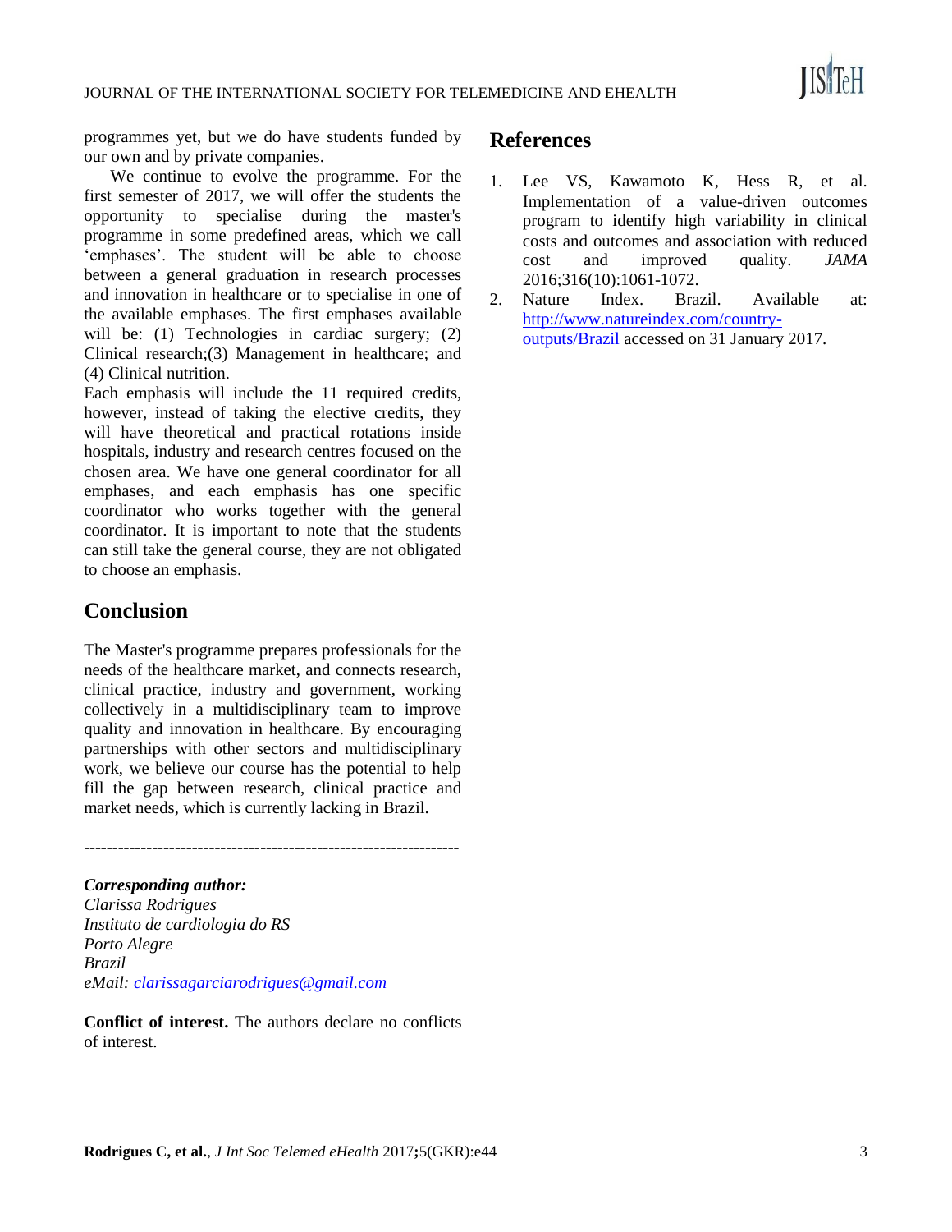programmes yet, but we do have students funded by our own and by private companies.

We continue to evolve the programme. For the first semester of 2017, we will offer the students the opportunity to specialise during the master's programme in some predefined areas, which we call 'emphases'. The student will be able to choose between a general graduation in research processes and innovation in healthcare or to specialise in one of the available emphases. The first emphases available will be: (1) Technologies in cardiac surgery; (2) Clinical research;(3) Management in healthcare; and (4) Clinical nutrition.

Each emphasis will include the 11 required credits, however, instead of taking the elective credits, they will have theoretical and practical rotations inside hospitals, industry and research centres focused on the chosen area. We have one general coordinator for all emphases, and each emphasis has one specific coordinator who works together with the general coordinator. It is important to note that the students can still take the general course, they are not obligated to choose an emphasis.

## Conclusion

The Master's programme prepares professionals for the needs of the healthcare market, and connects research, clinical practice, industry and government, working collectively in a multidisciplinary team to improve quality and innovation in healthcare. By encouraging partnerships with other sectors and multidisciplinary work, we believe our course has the potential to help fill the gap between research, clinical practice and market needs, which is currently lacking in Brazil.

-----------------------------------------------------------------

***Corresponding author:***
*Clarissa Rodrigues*
*Instituto de cardiologia do RS*
*Porto Alegre*
*Brazil*
*eMail: clarissagarciarodrigues@gmail.com*

**Conflict of interest.** The authors declare no conflicts of interest.

## References

1. Lee VS, Kawamoto K, Hess R, et al. Implementation of a value-driven outcomes program to identify high variability in clinical costs and outcomes and association with reduced cost and improved quality. *JAMA* 2016;316(10):1061-1072.
2. Nature Index. Brazil. Available at: http://www.natureindex.com/country-outputs/Brazil accessed on 31 January 2017.